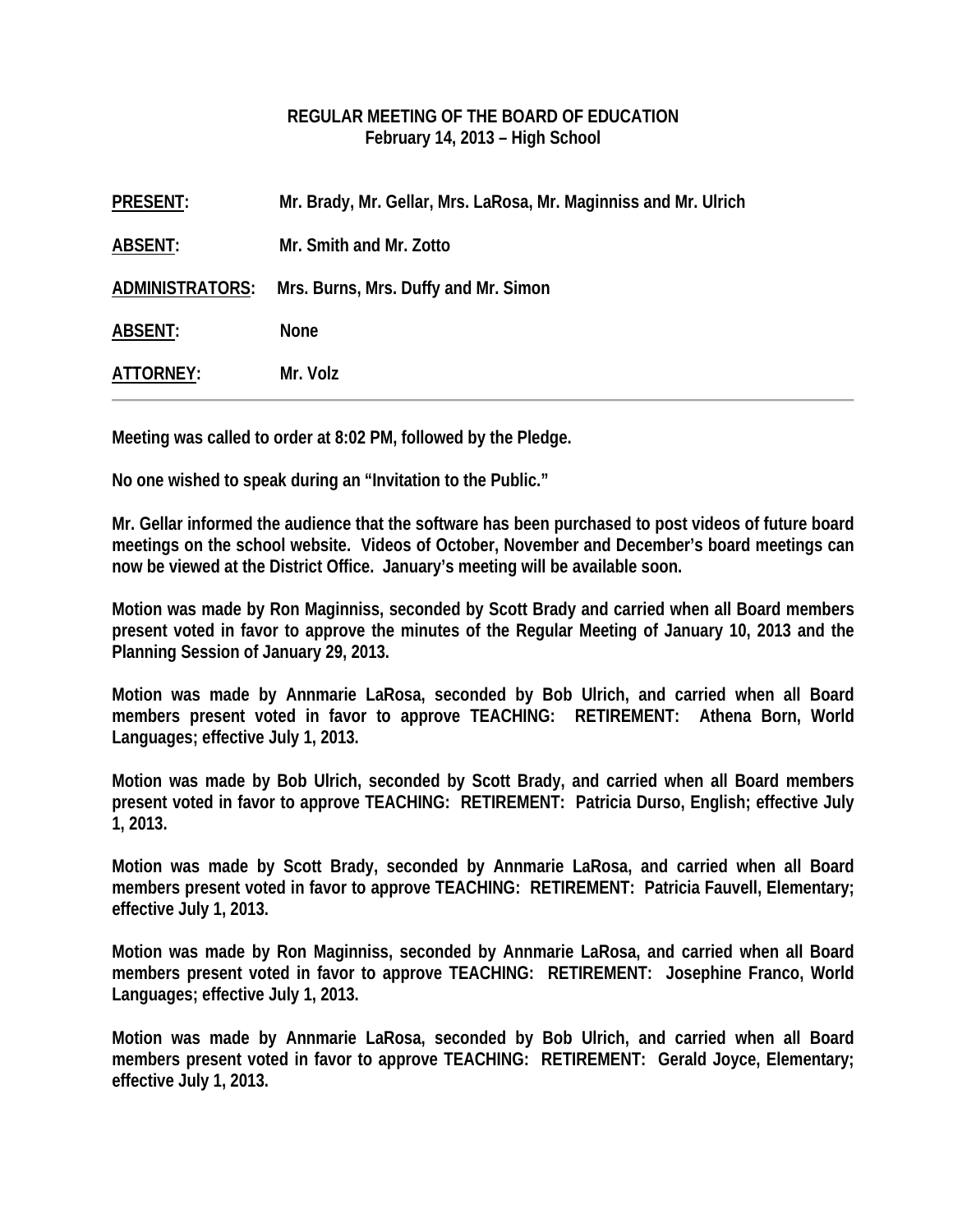**REGULAR MEETING OF THE BOARD OF EDUCATION**
**February 14, 2013 – High School**

**PRESENT:** Mr. Brady, Mr. Gellar, Mrs. LaRosa, Mr. Maginniss and Mr. Ulrich

**ABSENT:** Mr. Smith and Mr. Zotto

**ADMINISTRATORS:** Mrs. Burns, Mrs. Duffy and Mr. Simon

**ABSENT:** None

**ATTORNEY:** Mr. Volz

---

Meeting was called to order at 8:02 PM, followed by the Pledge.

No one wished to speak during an "Invitation to the Public."

Mr. Gellar informed the audience that the software has been purchased to post videos of future board meetings on the school website. Videos of October, November and December's board meetings can now be viewed at the District Office. January's meeting will be available soon.

Motion was made by Ron Maginniss, seconded by Scott Brady and carried when all Board members present voted in favor to approve the minutes of the Regular Meeting of January 10, 2013 and the Planning Session of January 29, 2013.

Motion was made by Annmarie LaRosa, seconded by Bob Ulrich, and carried when all Board members present voted in favor to approve TEACHING: RETIREMENT: Athena Born, World Languages; effective July 1, 2013.

Motion was made by Bob Ulrich, seconded by Scott Brady, and carried when all Board members present voted in favor to approve TEACHING: RETIREMENT: Patricia Durso, English; effective July 1, 2013.

Motion was made by Scott Brady, seconded by Annmarie LaRosa, and carried when all Board members present voted in favor to approve TEACHING: RETIREMENT: Patricia Fauvell, Elementary; effective July 1, 2013.

Motion was made by Ron Maginniss, seconded by Annmarie LaRosa, and carried when all Board members present voted in favor to approve TEACHING: RETIREMENT: Josephine Franco, World Languages; effective July 1, 2013.

Motion was made by Annmarie LaRosa, seconded by Bob Ulrich, and carried when all Board members present voted in favor to approve TEACHING: RETIREMENT: Gerald Joyce, Elementary; effective July 1, 2013.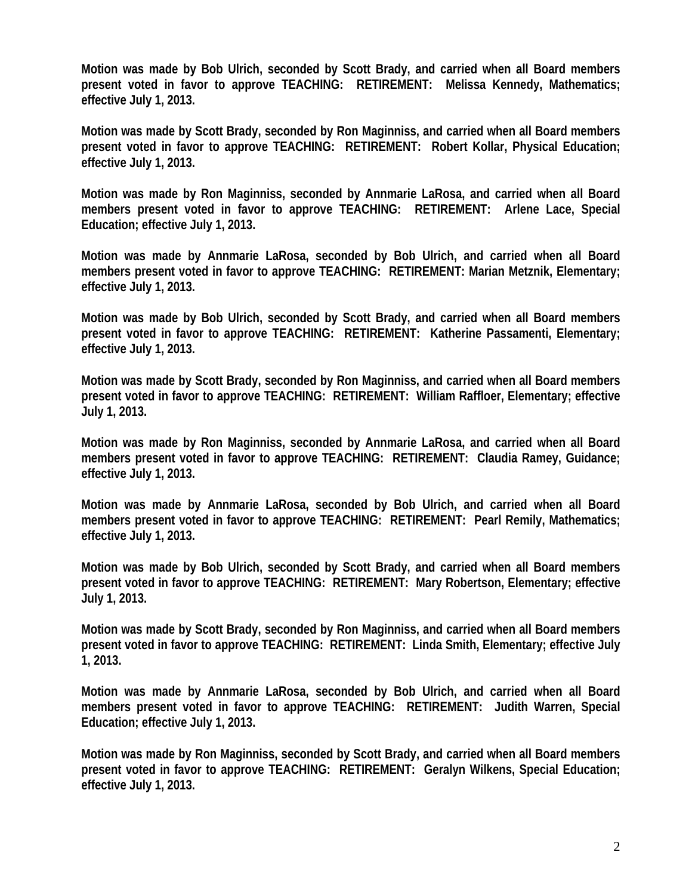**Motion was made by Bob Ulrich, seconded by Scott Brady, and carried when all Board members present voted in favor to approve TEACHING: RETIREMENT: Melissa Kennedy, Mathematics; effective July 1, 2013.**

**Motion was made by Scott Brady, seconded by Ron Maginniss, and carried when all Board members present voted in favor to approve TEACHING: RETIREMENT: Robert Kollar, Physical Education; effective July 1, 2013.**

**Motion was made by Ron Maginniss, seconded by Annmarie LaRosa, and carried when all Board members present voted in favor to approve TEACHING: RETIREMENT: Arlene Lace, Special Education; effective July 1, 2013.**

**Motion was made by Annmarie LaRosa, seconded by Bob Ulrich, and carried when all Board members present voted in favor to approve TEACHING: RETIREMENT: Marian Metznik, Elementary; effective July 1, 2013.**

**Motion was made by Bob Ulrich, seconded by Scott Brady, and carried when all Board members present voted in favor to approve TEACHING: RETIREMENT: Katherine Passamenti, Elementary; effective July 1, 2013.**

**Motion was made by Scott Brady, seconded by Ron Maginniss, and carried when all Board members present voted in favor to approve TEACHING: RETIREMENT: William Raffloer, Elementary; effective July 1, 2013.**

**Motion was made by Ron Maginniss, seconded by Annmarie LaRosa, and carried when all Board members present voted in favor to approve TEACHING: RETIREMENT: Claudia Ramey, Guidance; effective July 1, 2013.**

**Motion was made by Annmarie LaRosa, seconded by Bob Ulrich, and carried when all Board members present voted in favor to approve TEACHING: RETIREMENT: Pearl Remily, Mathematics; effective July 1, 2013.**

**Motion was made by Bob Ulrich, seconded by Scott Brady, and carried when all Board members present voted in favor to approve TEACHING: RETIREMENT: Mary Robertson, Elementary; effective July 1, 2013.**

**Motion was made by Scott Brady, seconded by Ron Maginniss, and carried when all Board members present voted in favor to approve TEACHING: RETIREMENT: Linda Smith, Elementary; effective July 1, 2013.**

**Motion was made by Annmarie LaRosa, seconded by Bob Ulrich, and carried when all Board members present voted in favor to approve TEACHING: RETIREMENT: Judith Warren, Special Education; effective July 1, 2013.**

**Motion was made by Ron Maginniss, seconded by Scott Brady, and carried when all Board members present voted in favor to approve TEACHING: RETIREMENT: Geralyn Wilkens, Special Education; effective July 1, 2013.**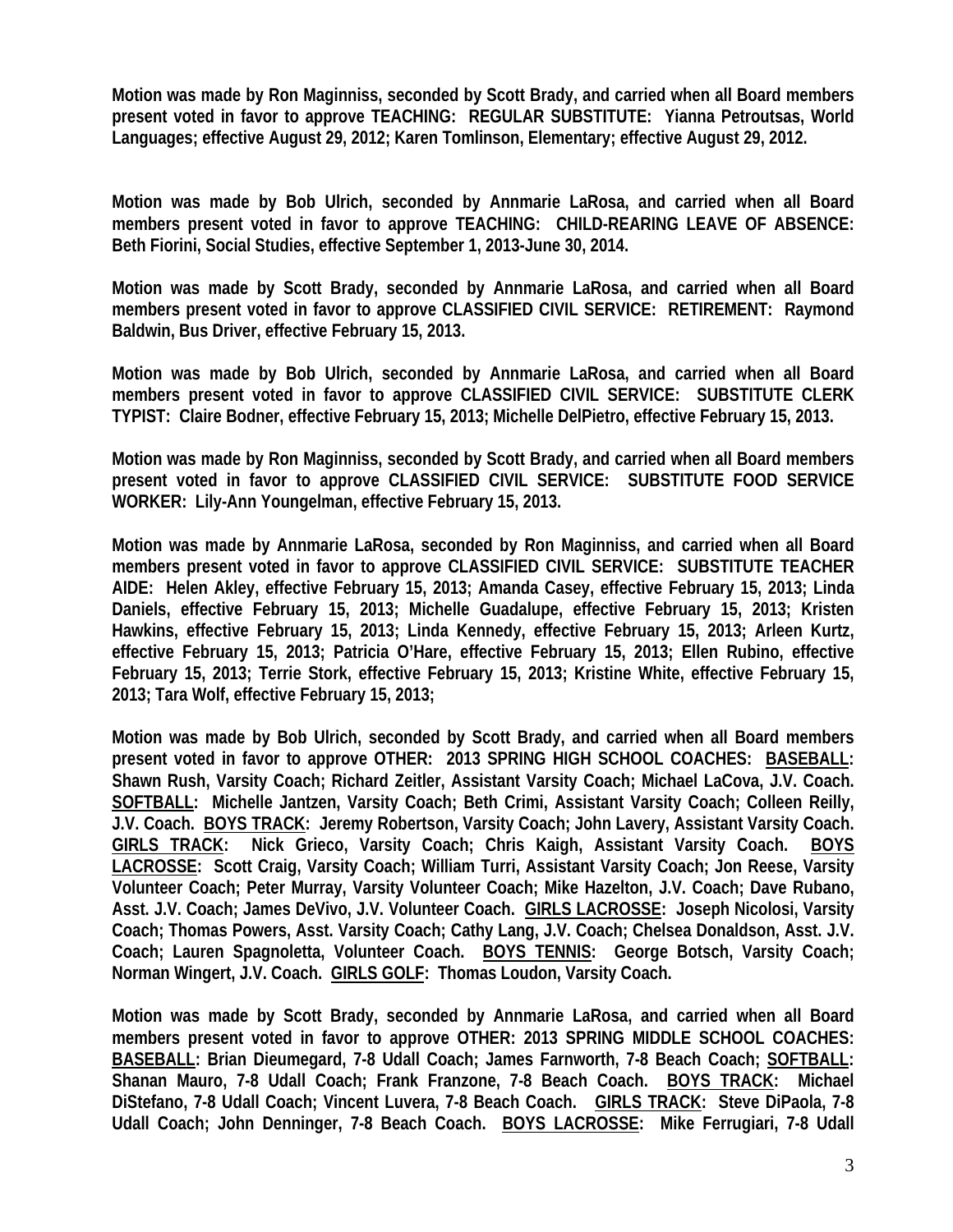**Motion was made by Ron Maginniss, seconded by Scott Brady, and carried when all Board members present voted in favor to approve TEACHING: REGULAR SUBSTITUTE: Yianna Petroutsas, World Languages; effective August 29, 2012; Karen Tomlinson, Elementary; effective August 29, 2012.**

**Motion was made by Bob Ulrich, seconded by Annmarie LaRosa, and carried when all Board members present voted in favor to approve TEACHING: CHILD-REARING LEAVE OF ABSENCE: Beth Fiorini, Social Studies, effective September 1, 2013-June 30, 2014.**

**Motion was made by Scott Brady, seconded by Annmarie LaRosa, and carried when all Board members present voted in favor to approve CLASSIFIED CIVIL SERVICE: RETIREMENT: Raymond Baldwin, Bus Driver, effective February 15, 2013.**

**Motion was made by Bob Ulrich, seconded by Annmarie LaRosa, and carried when all Board members present voted in favor to approve CLASSIFIED CIVIL SERVICE: SUBSTITUTE CLERK TYPIST: Claire Bodner, effective February 15, 2013; Michelle DelPietro, effective February 15, 2013.**

**Motion was made by Ron Maginniss, seconded by Scott Brady, and carried when all Board members present voted in favor to approve CLASSIFIED CIVIL SERVICE: SUBSTITUTE FOOD SERVICE WORKER: Lily-Ann Youngelman, effective February 15, 2013.**

**Motion was made by Annmarie LaRosa, seconded by Ron Maginniss, and carried when all Board members present voted in favor to approve CLASSIFIED CIVIL SERVICE: SUBSTITUTE TEACHER AIDE: Helen Akley, effective February 15, 2013; Amanda Casey, effective February 15, 2013; Linda Daniels, effective February 15, 2013; Michelle Guadalupe, effective February 15, 2013; Kristen Hawkins, effective February 15, 2013; Linda Kennedy, effective February 15, 2013; Arleen Kurtz, effective February 15, 2013; Patricia O'Hare, effective February 15, 2013; Ellen Rubino, effective February 15, 2013; Terrie Stork, effective February 15, 2013; Kristine White, effective February 15, 2013; Tara Wolf, effective February 15, 2013;**

**Motion was made by Bob Ulrich, seconded by Scott Brady, and carried when all Board members present voted in favor to approve OTHER: 2013 SPRING HIGH SCHOOL COACHES: <u>BASEBALL</u>: Shawn Rush, Varsity Coach; Richard Zeitler, Assistant Varsity Coach; Michael LaCova, J.V. Coach. <u>SOFTBALL</u>: Michelle Jantzen, Varsity Coach; Beth Crimi, Assistant Varsity Coach; Colleen Reilly, J.V. Coach. <u>BOYS TRACK</u>: Jeremy Robertson, Varsity Coach; John Lavery, Assistant Varsity Coach. <u>GIRLS TRACK</u>: Nick Grieco, Varsity Coach; Chris Kaigh, Assistant Varsity Coach. <u>BOYS LACROSSE</u>: Scott Craig, Varsity Coach; William Turri, Assistant Varsity Coach; Jon Reese, Varsity Volunteer Coach; Peter Murray, Varsity Volunteer Coach; Mike Hazelton, J.V. Coach; Dave Rubano, Asst. J.V. Coach; James DeVivo, J.V. Volunteer Coach. <u>GIRLS LACROSSE</u>: Joseph Nicolosi, Varsity Coach; Thomas Powers, Asst. Varsity Coach; Cathy Lang, J.V. Coach; Chelsea Donaldson, Asst. J.V. Coach; Lauren Spagnoletta, Volunteer Coach. <u>BOYS TENNIS</u>: George Botsch, Varsity Coach; Norman Wingert, J.V. Coach. <u>GIRLS GOLF</u>: Thomas Loudon, Varsity Coach.**

**Motion was made by Scott Brady, seconded by Annmarie LaRosa, and carried when all Board members present voted in favor to approve OTHER: 2013 SPRING MIDDLE SCHOOL COACHES: <u>BASEBALL</u>: Brian Dieumegard, 7-8 Udall Coach; James Farnworth, 7-8 Beach Coach; <u>SOFTBALL</u>: Shanan Mauro, 7-8 Udall Coach; Frank Franzone, 7-8 Beach Coach. <u>BOYS TRACK</u>: Michael DiStefano, 7-8 Udall Coach; Vincent Luvera, 7-8 Beach Coach. <u>GIRLS TRACK</u>: Steve DiPaola, 7-8 Udall Coach; John Denninger, 7-8 Beach Coach. <u>BOYS LACROSSE</u>: Mike Ferrugiari, 7-8 Udall**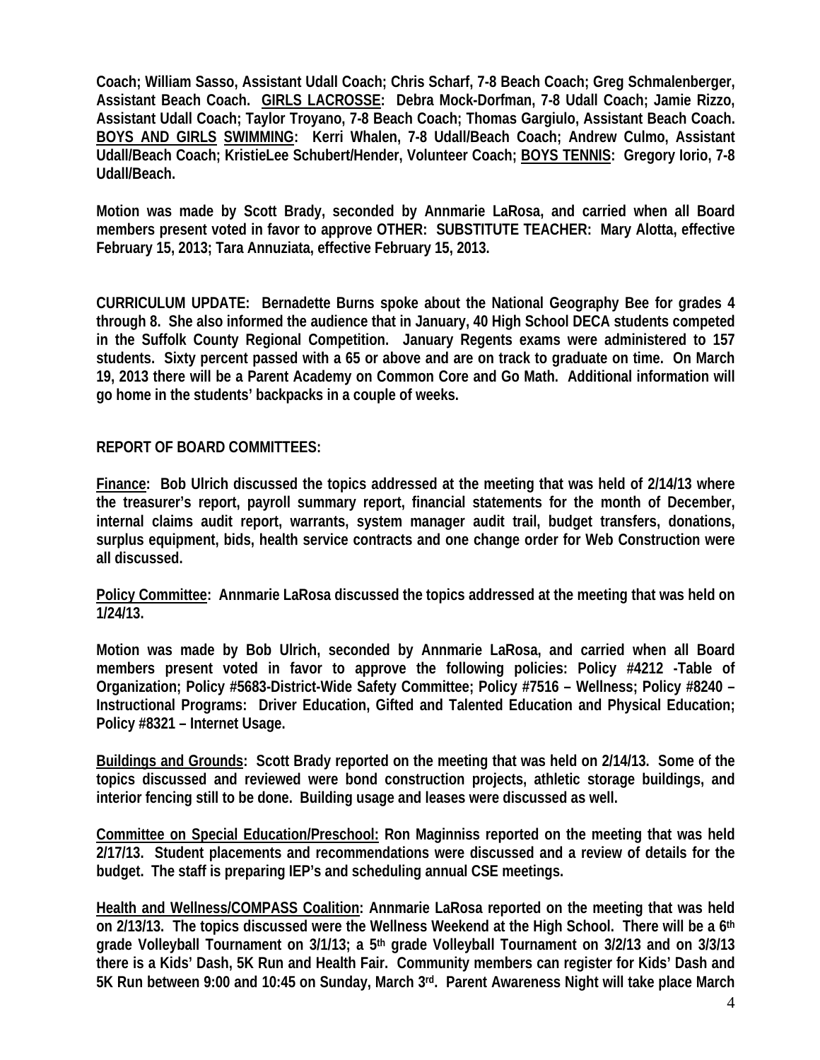**Coach; William Sasso, Assistant Udall Coach; Chris Scharf, 7-8 Beach Coach; Greg Schmalenberger, Assistant Beach Coach. GIRLS LACROSSE: Debra Mock-Dorfman, 7-8 Udall Coach; Jamie Rizzo, Assistant Udall Coach; Taylor Troyano, 7-8 Beach Coach; Thomas Gargiulo, Assistant Beach Coach. BOYS AND GIRLS SWIMMING: Kerri Whalen, 7-8 Udall/Beach Coach; Andrew Culmo, Assistant Udall/Beach Coach; KristieLee Schubert/Hender, Volunteer Coach; BOYS TENNIS: Gregory Iorio, 7-8 Udall/Beach.**

**Motion was made by Scott Brady, seconded by Annmarie LaRosa, and carried when all Board members present voted in favor to approve OTHER: SUBSTITUTE TEACHER: Mary Alotta, effective February 15, 2013; Tara Annuziata, effective February 15, 2013.**

**CURRICULUM UPDATE: Bernadette Burns spoke about the National Geography Bee for grades 4 through 8. She also informed the audience that in January, 40 High School DECA students competed in the Suffolk County Regional Competition. January Regents exams were administered to 157 students. Sixty percent passed with a 65 or above and are on track to graduate on time. On March 19, 2013 there will be a Parent Academy on Common Core and Go Math. Additional information will go home in the students' backpacks in a couple of weeks.**

**REPORT OF BOARD COMMITTEES:**

**Finance: Bob Ulrich discussed the topics addressed at the meeting that was held of 2/14/13 where the treasurer's report, payroll summary report, financial statements for the month of December, internal claims audit report, warrants, system manager audit trail, budget transfers, donations, surplus equipment, bids, health service contracts and one change order for Web Construction were all discussed.**

**Policy Committee: Annmarie LaRosa discussed the topics addressed at the meeting that was held on 1/24/13.**

**Motion was made by Bob Ulrich, seconded by Annmarie LaRosa, and carried when all Board members present voted in favor to approve the following policies: Policy #4212 -Table of Organization; Policy #5683-District-Wide Safety Committee; Policy #7516 – Wellness; Policy #8240 – Instructional Programs: Driver Education, Gifted and Talented Education and Physical Education; Policy #8321 – Internet Usage.**

**Buildings and Grounds: Scott Brady reported on the meeting that was held on 2/14/13. Some of the topics discussed and reviewed were bond construction projects, athletic storage buildings, and interior fencing still to be done. Building usage and leases were discussed as well.**

**Committee on Special Education/Preschool: Ron Maginniss reported on the meeting that was held 2/17/13. Student placements and recommendations were discussed and a review of details for the budget. The staff is preparing IEP's and scheduling annual CSE meetings.**

**Health and Wellness/COMPASS Coalition: Annmarie LaRosa reported on the meeting that was held on 2/13/13. The topics discussed were the Wellness Weekend at the High School. There will be a 6th grade Volleyball Tournament on 3/1/13; a 5th grade Volleyball Tournament on 3/2/13 and on 3/3/13 there is a Kids' Dash, 5K Run and Health Fair. Community members can register for Kids' Dash and 5K Run between 9:00 and 10:45 on Sunday, March 3rd. Parent Awareness Night will take place March**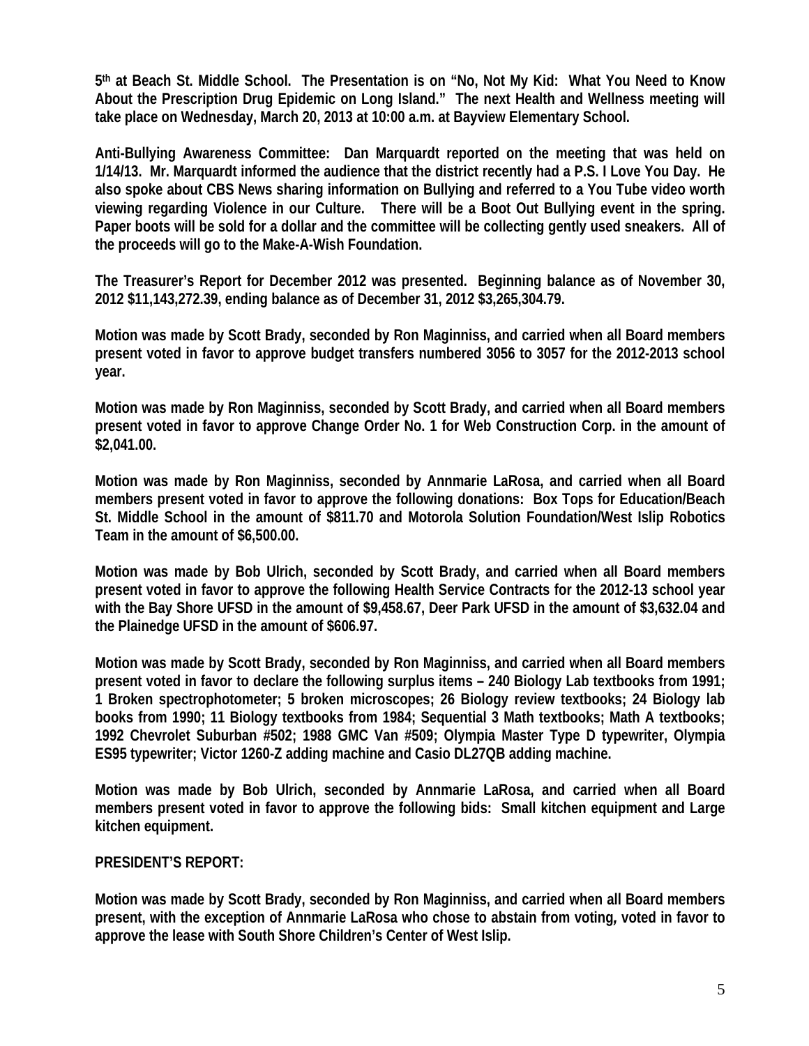**5th at Beach St. Middle School. The Presentation is on "No, Not My Kid: What You Need to Know About the Prescription Drug Epidemic on Long Island." The next Health and Wellness meeting will take place on Wednesday, March 20, 2013 at 10:00 a.m. at Bayview Elementary School.**

**Anti-Bullying Awareness Committee: Dan Marquardt reported on the meeting that was held on 1/14/13. Mr. Marquardt informed the audience that the district recently had a P.S. I Love You Day. He also spoke about CBS News sharing information on Bullying and referred to a You Tube video worth viewing regarding Violence in our Culture. There will be a Boot Out Bullying event in the spring. Paper boots will be sold for a dollar and the committee will be collecting gently used sneakers. All of the proceeds will go to the Make-A-Wish Foundation.**

**The Treasurer's Report for December 2012 was presented. Beginning balance as of November 30, 2012 $11,143,272.39, ending balance as of December 31, 2012 $3,265,304.79.**

**Motion was made by Scott Brady, seconded by Ron Maginniss, and carried when all Board members present voted in favor to approve budget transfers numbered 3056 to 3057 for the 2012-2013 school year.**

**Motion was made by Ron Maginniss, seconded by Scott Brady, and carried when all Board members present voted in favor to approve Change Order No. 1 for Web Construction Corp. in the amount of $2,041.00.**

**Motion was made by Ron Maginniss, seconded by Annmarie LaRosa, and carried when all Board members present voted in favor to approve the following donations: Box Tops for Education/Beach St. Middle School in the amount of $811.70 and Motorola Solution Foundation/West Islip Robotics Team in the amount of $6,500.00.**

**Motion was made by Bob Ulrich, seconded by Scott Brady, and carried when all Board members present voted in favor to approve the following Health Service Contracts for the 2012-13 school year with the Bay Shore UFSD in the amount of $9,458.67, Deer Park UFSD in the amount of $3,632.04 and the Plainedge UFSD in the amount of $606.97.**

**Motion was made by Scott Brady, seconded by Ron Maginniss, and carried when all Board members present voted in favor to declare the following surplus items – 240 Biology Lab textbooks from 1991; 1 Broken spectrophotometer; 5 broken microscopes; 26 Biology review textbooks; 24 Biology lab books from 1990; 11 Biology textbooks from 1984; Sequential 3 Math textbooks; Math A textbooks; 1992 Chevrolet Suburban #502; 1988 GMC Van #509; Olympia Master Type D typewriter, Olympia ES95 typewriter; Victor 1260-Z adding machine and Casio DL27QB adding machine.**

**Motion was made by Bob Ulrich, seconded by Annmarie LaRosa, and carried when all Board members present voted in favor to approve the following bids: Small kitchen equipment and Large kitchen equipment.**

**PRESIDENT'S REPORT:**

**Motion was made by Scott Brady, seconded by Ron Maginniss, and carried when all Board members present, with the exception of Annmarie LaRosa who chose to abstain from voting, voted in favor to approve the lease with South Shore Children's Center of West Islip.**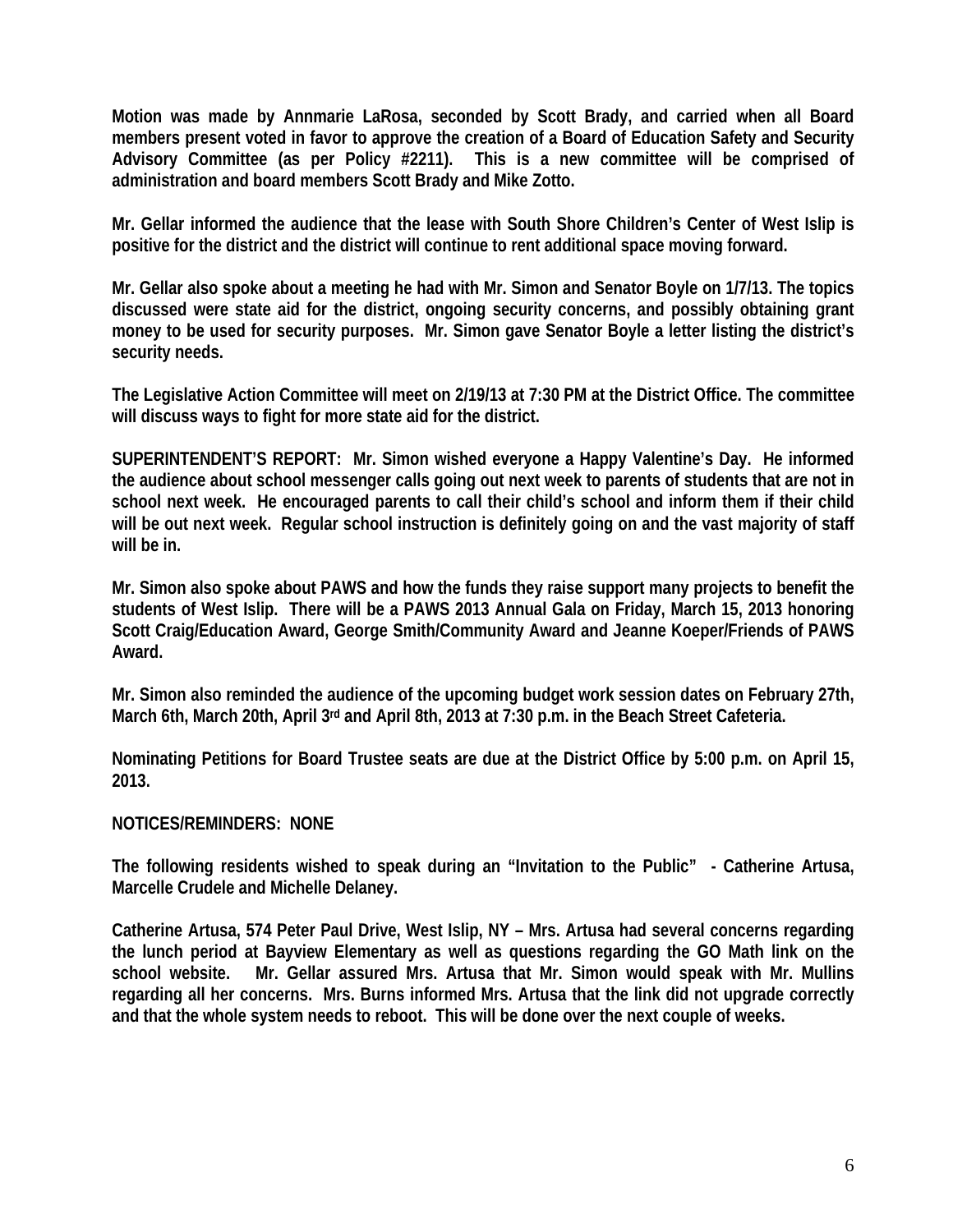**Motion was made by Annmarie LaRosa, seconded by Scott Brady, and carried when all Board members present voted in favor to approve the creation of a Board of Education Safety and Security Advisory Committee (as per Policy #2211). This is a new committee will be comprised of administration and board members Scott Brady and Mike Zotto.**

**Mr. Gellar informed the audience that the lease with South Shore Children's Center of West Islip is positive for the district and the district will continue to rent additional space moving forward.**

**Mr. Gellar also spoke about a meeting he had with Mr. Simon and Senator Boyle on 1/7/13. The topics discussed were state aid for the district, ongoing security concerns, and possibly obtaining grant money to be used for security purposes. Mr. Simon gave Senator Boyle a letter listing the district's security needs.**

**The Legislative Action Committee will meet on 2/19/13 at 7:30 PM at the District Office. The committee will discuss ways to fight for more state aid for the district.**

**SUPERINTENDENT'S REPORT: Mr. Simon wished everyone a Happy Valentine's Day. He informed the audience about school messenger calls going out next week to parents of students that are not in school next week. He encouraged parents to call their child's school and inform them if their child will be out next week. Regular school instruction is definitely going on and the vast majority of staff will be in.**

**Mr. Simon also spoke about PAWS and how the funds they raise support many projects to benefit the students of West Islip. There will be a PAWS 2013 Annual Gala on Friday, March 15, 2013 honoring Scott Craig/Education Award, George Smith/Community Award and Jeanne Koeper/Friends of PAWS Award.**

**Mr. Simon also reminded the audience of the upcoming budget work session dates on February 27th, March 6th, March 20th, April 3rd and April 8th, 2013 at 7:30 p.m. in the Beach Street Cafeteria.**

**Nominating Petitions for Board Trustee seats are due at the District Office by 5:00 p.m. on April 15, 2013.**

**NOTICES/REMINDERS: NONE**

**The following residents wished to speak during an "Invitation to the Public" - Catherine Artusa, Marcelle Crudele and Michelle Delaney.**

**Catherine Artusa, 574 Peter Paul Drive, West Islip, NY – Mrs. Artusa had several concerns regarding the lunch period at Bayview Elementary as well as questions regarding the GO Math link on the school website. Mr. Gellar assured Mrs. Artusa that Mr. Simon would speak with Mr. Mullins regarding all her concerns. Mrs. Burns informed Mrs. Artusa that the link did not upgrade correctly and that the whole system needs to reboot. This will be done over the next couple of weeks.**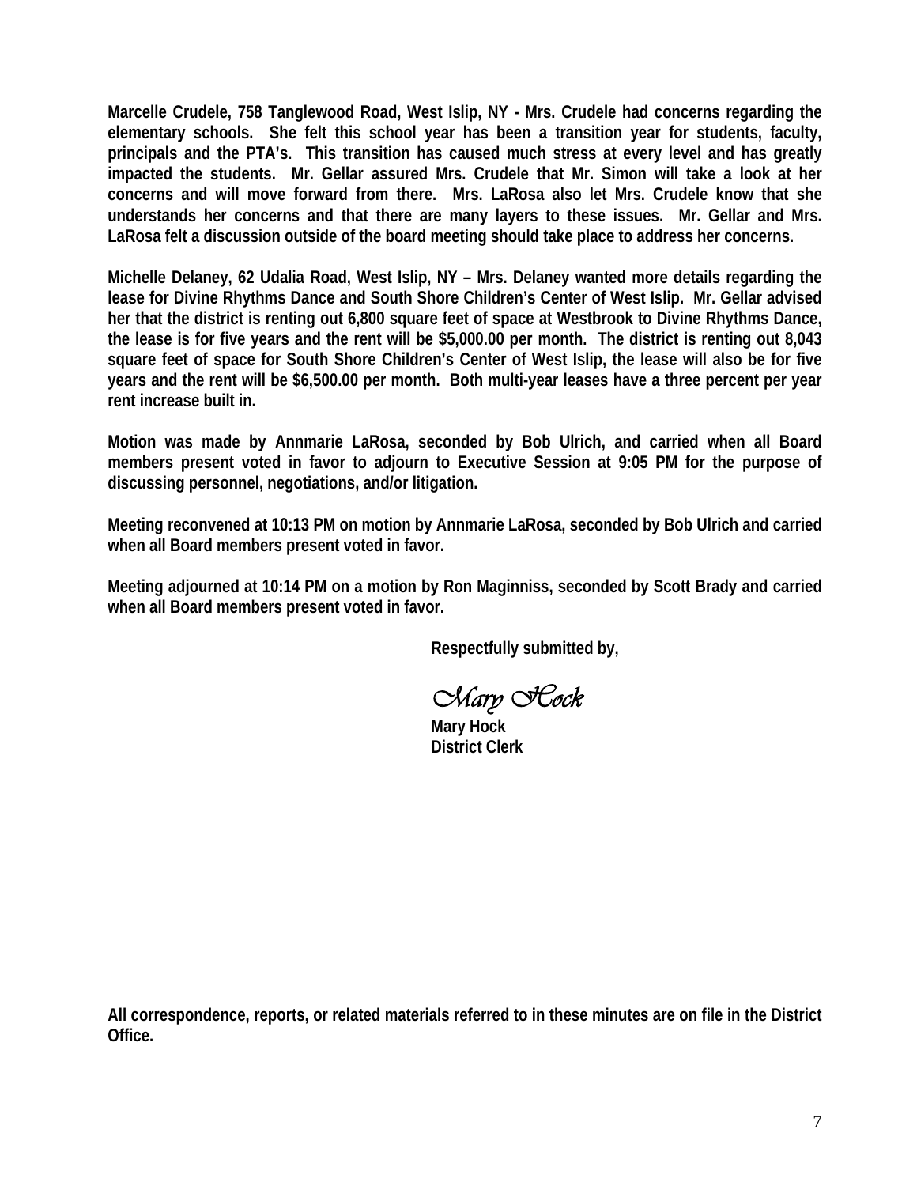**Marcelle Crudele, 758 Tanglewood Road, West Islip, NY - Mrs. Crudele had concerns regarding the elementary schools. She felt this school year has been a transition year for students, faculty, principals and the PTA's. This transition has caused much stress at every level and has greatly impacted the students. Mr. Gellar assured Mrs. Crudele that Mr. Simon will take a look at her concerns and will move forward from there. Mrs. LaRosa also let Mrs. Crudele know that she understands her concerns and that there are many layers to these issues. Mr. Gellar and Mrs. LaRosa felt a discussion outside of the board meeting should take place to address her concerns.**

**Michelle Delaney, 62 Udalia Road, West Islip, NY – Mrs. Delaney wanted more details regarding the lease for Divine Rhythms Dance and South Shore Children's Center of West Islip. Mr. Gellar advised her that the district is renting out 6,800 square feet of space at Westbrook to Divine Rhythms Dance, the lease is for five years and the rent will be $5,000.00 per month. The district is renting out 8,043 square feet of space for South Shore Children's Center of West Islip, the lease will also be for five years and the rent will be $6,500.00 per month. Both multi-year leases have a three percent per year rent increase built in.**

**Motion was made by Annmarie LaRosa, seconded by Bob Ulrich, and carried when all Board members present voted in favor to adjourn to Executive Session at 9:05 PM for the purpose of discussing personnel, negotiations, and/or litigation.**

**Meeting reconvened at 10:13 PM on motion by Annmarie LaRosa, seconded by Bob Ulrich and carried when all Board members present voted in favor.**

**Meeting adjourned at 10:14 PM on a motion by Ron Maginniss, seconded by Scott Brady and carried when all Board members present voted in favor.**

**Respectfully submitted by,**

*Mary Hock*

**Mary Hock**
**District Clerk**

**All correspondence, reports, or related materials referred to in these minutes are on file in the District Office.**